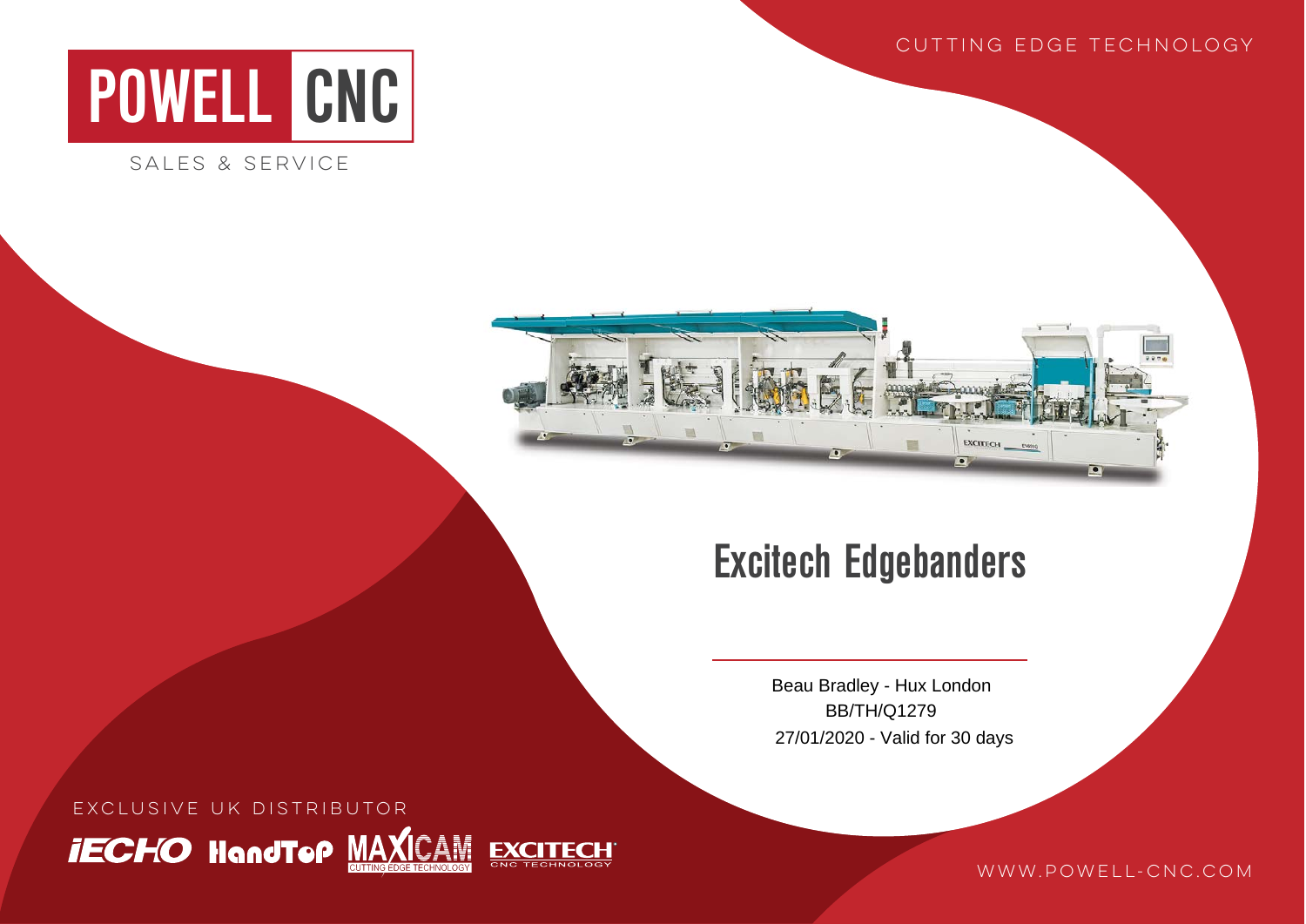CUTTING EDGE TECHNOLOGY

# POWELL CNC

SALES & SERVICE

## Excitech Edgebanders

Beau Bradley - Hux London

BB/TH/Q1279

27/01/2020 - Valid for 30 days

EXCLUSIVE UK DISTRIBUTOR

iECHO HandTop MAXICAM EXCITECH

WWW.POWELL-CNC.COM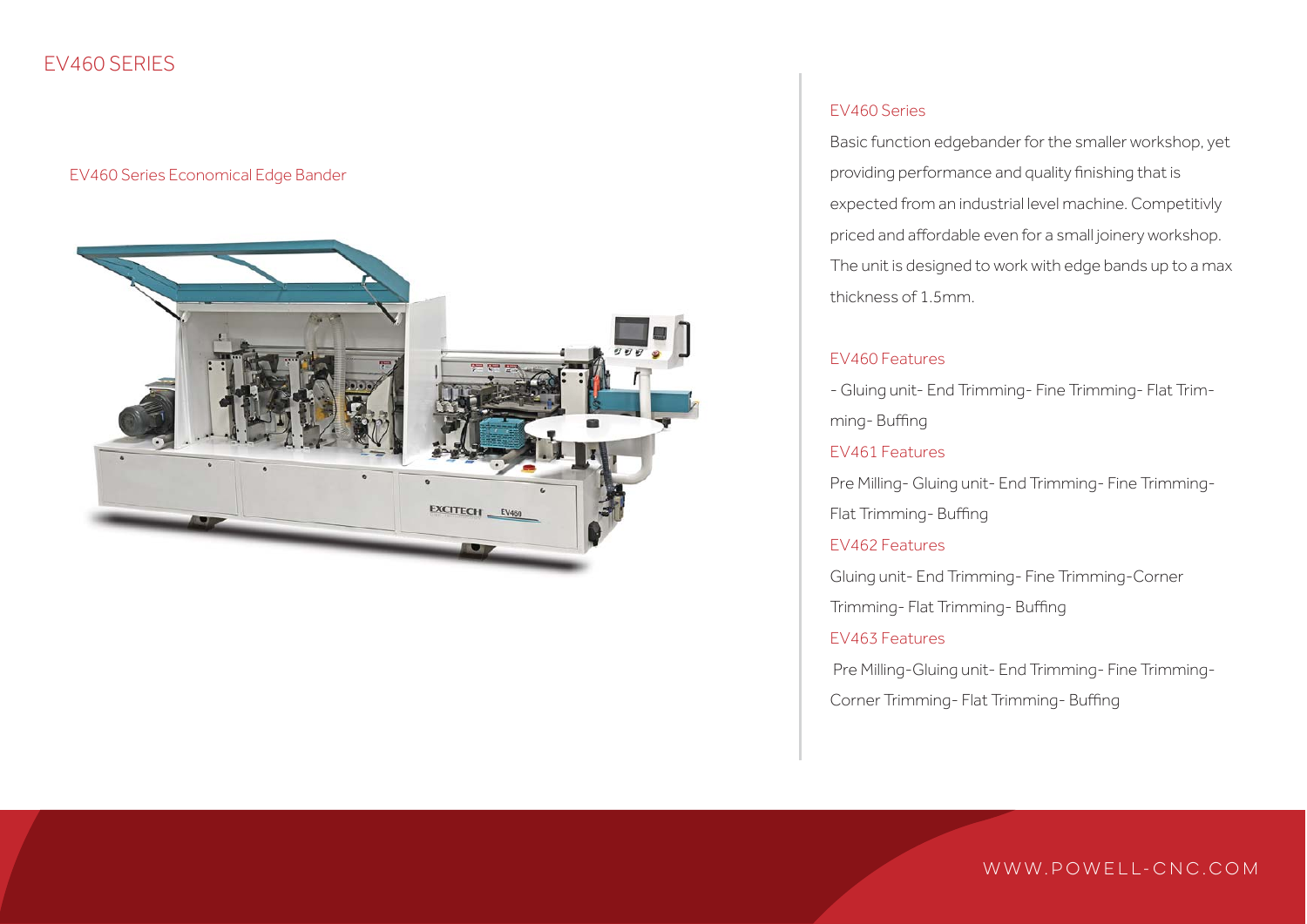# EV460 SERIES

EV460 Series Economical Edge Bander

## EV460 Series

Basic function edgebander for the smaller workshop, yet providing performance and quality finishing that is expected from an industrial level machine. Competitivly priced and affordable even for a small joinery workshop. The unit is designed to work with edge bands up to a max thickness of 1.5mm.

### EV460 Features

- Gluing unit- End Trimming- Fine Trimming- Flat Trimming- Buffing

### EV461 Features

Pre Milling- Gluing unit- End Trimming- Fine Trimming- Flat Trimming- Buffing

### EV462 Features

Gluing unit- End Trimming- Fine Trimming-Corner Trimming- Flat Trimming- Buffing

### EV463 Features

Pre Milling-Gluing unit- End Trimming- Fine Trimming- Corner Trimming- Flat Trimming- Buffing

WWW.POWELL-CNC.COM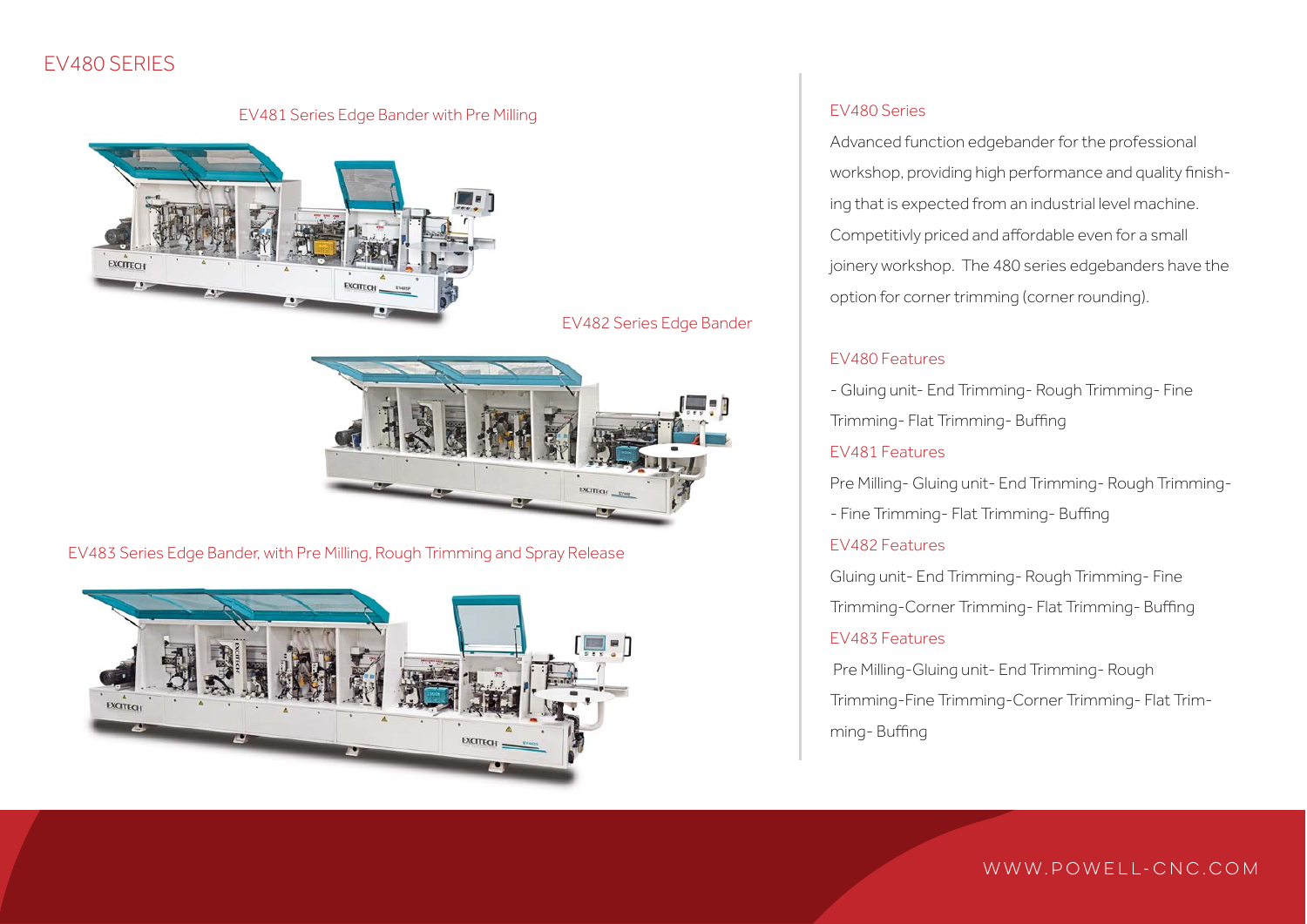# EV480 SERIES

EV481 Series Edge Bander with Pre Milling

EV482 Series Edge Bander

EV483 Series Edge Bander, with Pre Milling, Rough Trimming and Spray Release

## EV480 Series

Advanced function edgebander for the professional workshop, providing high performance and quality finishing that is expected from an industrial level machine. Competitivly priced and affordable even for a small joinery workshop. The 480 series edgebanders have the option for corner trimming (corner rounding).

### EV480 Features

- Gluing unit- End Trimming- Rough Trimming- Fine Trimming- Flat Trimming- Buffing

### EV481 Features

Pre Milling- Gluing unit- End Trimming- Rough Trimming- - Fine Trimming- Flat Trimming- Buffing

### EV482 Features

Gluing unit- End Trimming- Rough Trimming- Fine Trimming-Corner Trimming- Flat Trimming- Buffing

### EV483 Features

Pre Milling-Gluing unit- End Trimming- Rough Trimming-Fine Trimming-Corner Trimming- Flat Trimming- Buffing

WWW.POWELL-CNC.COM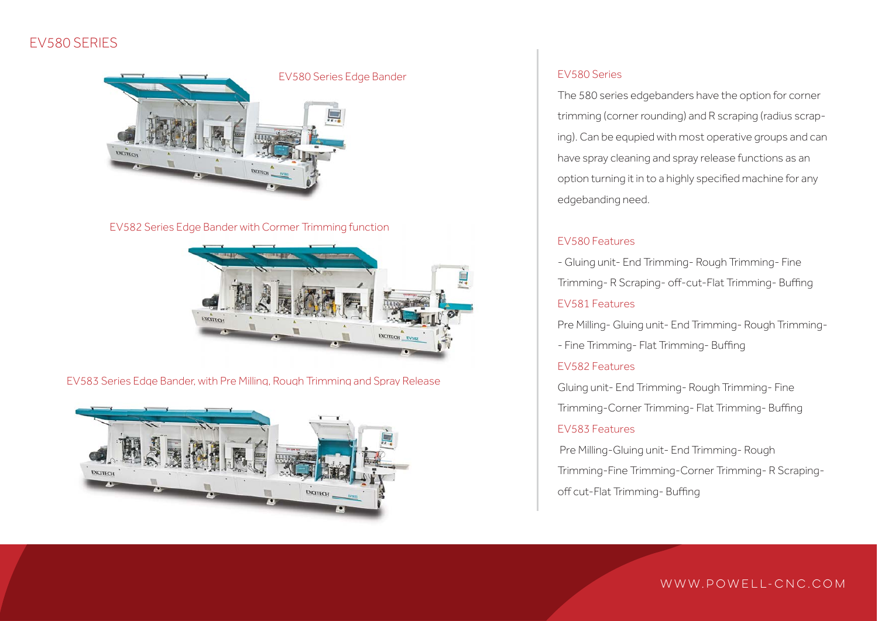# EV580 SERIES

EV580 Series Edge Bander

EV582 Series Edge Bander with Cormer Trimming function

EV583 Series Edge Bander, with Pre Milling, Rough Trimming and Spray Release

## EV580 Series

The 580 series edgebanders have the option for corner trimming (corner rounding) and R scraping (radius scraping). Can be equpied with most operative groups and can have spray cleaning and spray release functions as an option turning it in to a highly specified machine for any edgebanding need.

### EV580 Features

- Gluing unit- End Trimming- Rough Trimming- Fine Trimming- R Scraping- off-cut-Flat Trimming- Buffing

### EV581 Features

Pre Milling- Gluing unit- End Trimming- Rough Trimming- - Fine Trimming- Flat Trimming- Buffing

### EV582 Features

Gluing unit- End Trimming- Rough Trimming- Fine Trimming-Corner Trimming- Flat Trimming- Buffing

### EV583 Features

Pre Milling-Gluing unit- End Trimming- Rough Trimming-Fine Trimming-Corner Trimming- R Scraping- off cut-Flat Trimming- Buffing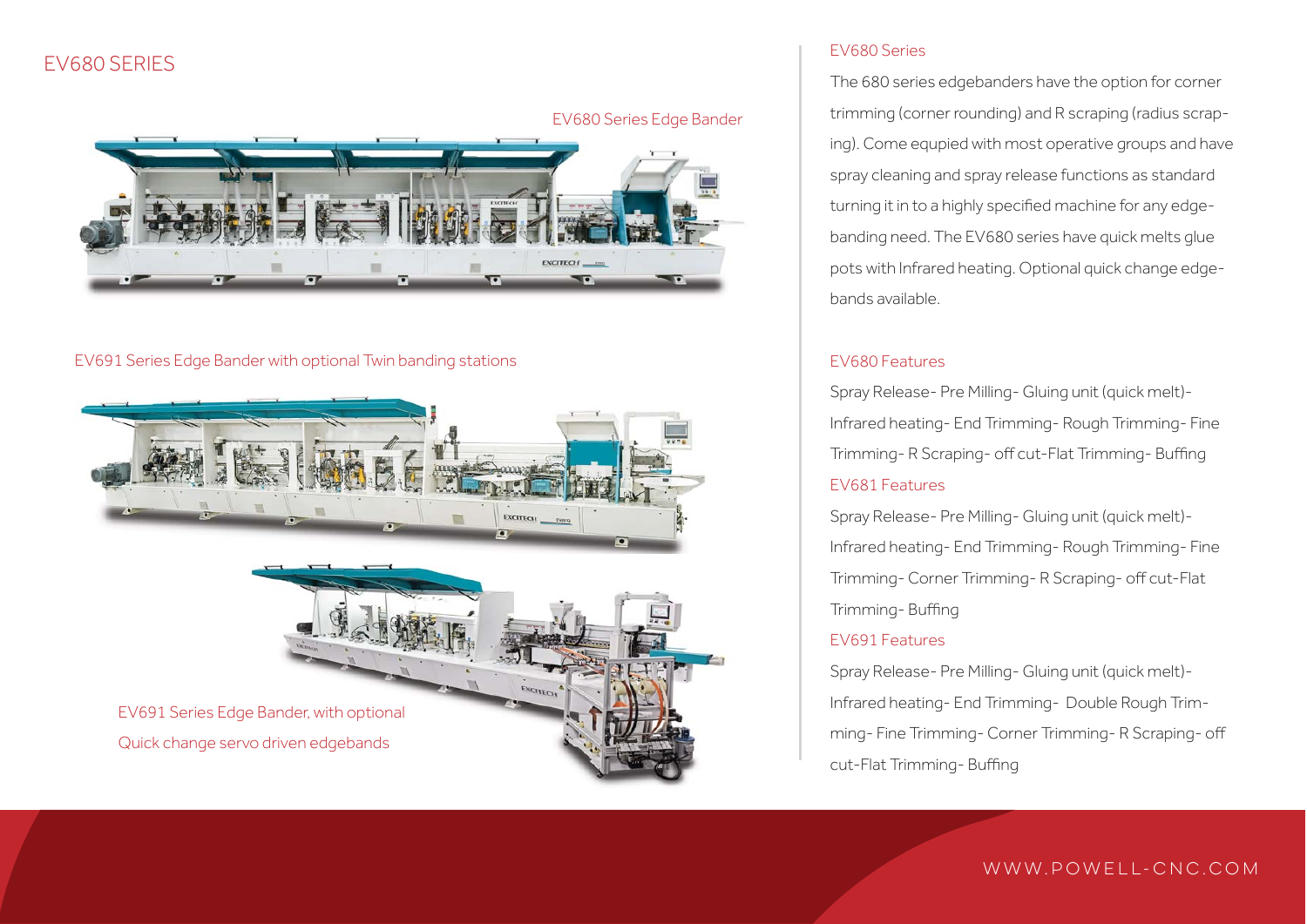# EV680 SERIES

EV680 Series Edge Bander

EV691 Series Edge Bander with optional Twin banding stations

EV691 Series Edge Bander, with optional Quick change servo driven edgebands

## EV680 Series

The 680 series edgebanders have the option for corner trimming (corner rounding) and R scraping (radius scraping). Come equpied with most operative groups and have spray cleaning and spray release functions as standard turning it in to a highly specified machine for any edgebanding need. The EV680 series have quick melts glue pots with Infrared heating. Optional quick change edgebands available.

## EV680 Features

Spray Release- Pre Milling- Gluing unit (quick melt)- Infrared heating- End Trimming- Rough Trimming- Fine Trimming- R Scraping- off cut-Flat Trimming- Buffing

## EV681 Features

Spray Release- Pre Milling- Gluing unit (quick melt)- Infrared heating- End Trimming- Rough Trimming- Fine Trimming- Corner Trimming- R Scraping- off cut-Flat Trimming- Buffing

## EV691 Features

Spray Release- Pre Milling- Gluing unit (quick melt)- Infrared heating- End Trimming- Double Rough Trimming- Fine Trimming- Corner Trimming- R Scraping- off cut-Flat Trimming- Buffing

WWW.POWELL-CNC.COM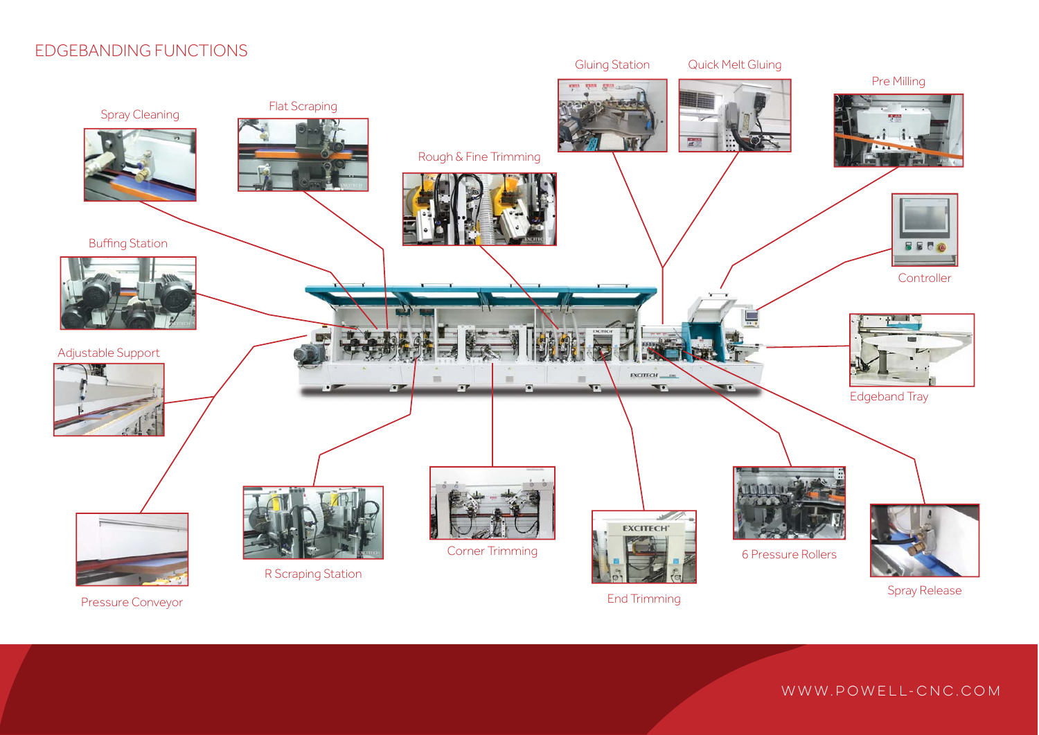# EDGEBANDING FUNCTIONS

- Spray Cleaning
- Flat Scraping
- Rough & Fine Trimming
- Gluing Station
- Quick Melt Gluing
- Pre Milling
- Controller
- Buffing Station
- Adjustable Support
- Edgeband Tray
- Pressure Conveyor
- R Scraping Station
- Corner Trimming
- End Trimming
- 6 Pressure Rollers
- Spray Release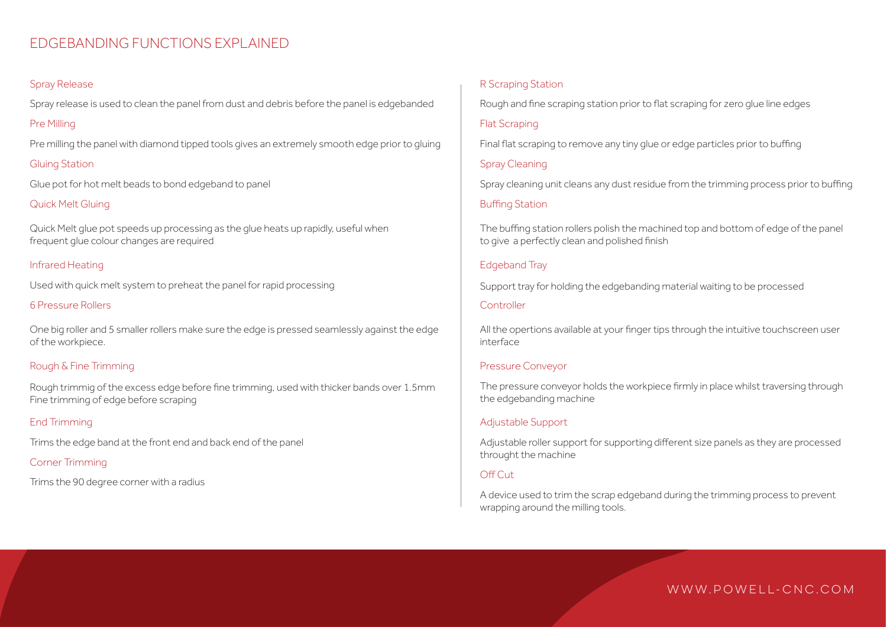# EDGEBANDING FUNCTIONS EXPLAINED

### Spray Release

Spray release is used to clean the panel from dust and debris before the panel is edgebanded

### Pre Milling

Pre milling the panel with diamond tipped tools gives an extremely smooth edge prior to gluing

### Gluing Station

Glue pot for hot melt beads to bond edgeband to panel

### Quick Melt Gluing

Quick Melt glue pot speeds up processing as the glue heats up rapidly, useful when frequent glue colour changes are required

### Infrared Heating

Used with quick melt system to preheat the panel for rapid processing

### 6 Pressure Rollers

One big roller and 5 smaller rollers make sure the edge is pressed seamlessly against the edge of the workpiece.

### Rough & Fine Trimming

Rough trimmig of the excess edge before fine trimming, used with thicker bands over 1.5mm
Fine trimming of edge before scraping

### End Trimming

Trims the edge band at the front end and back end of the panel

### Corner Trimming

Trims the 90 degree corner with a radius

### R Scraping Station

Rough and fine scraping station prior to flat scraping for zero glue line edges

### Flat Scraping

Final flat scraping to remove any tiny glue or edge particles prior to buffing

### Spray Cleaning

Spray cleaning unit cleans any dust residue from the trimming process prior to buffing

### Buffing Station

The buffing station rollers polish the machined top and bottom of edge of the panel to give a perfectly clean and polished finish

### Edgeband Tray

Support tray for holding the edgebanding material waiting to be processed

### Controller

All the opertions available at your finger tips through the intuitive touchscreen user interface

### Pressure Conveyor

The pressure conveyor holds the workpiece firmly in place whilst traversing through the edgebanding machine

### Adjustable Support

Adjustable roller support for supporting different size panels as they are processed throught the machine

### Off Cut

A device used to trim the scrap edgeband during the trimming process to prevent wrapping around the milling tools.

WWW.POWELL-CNC.COM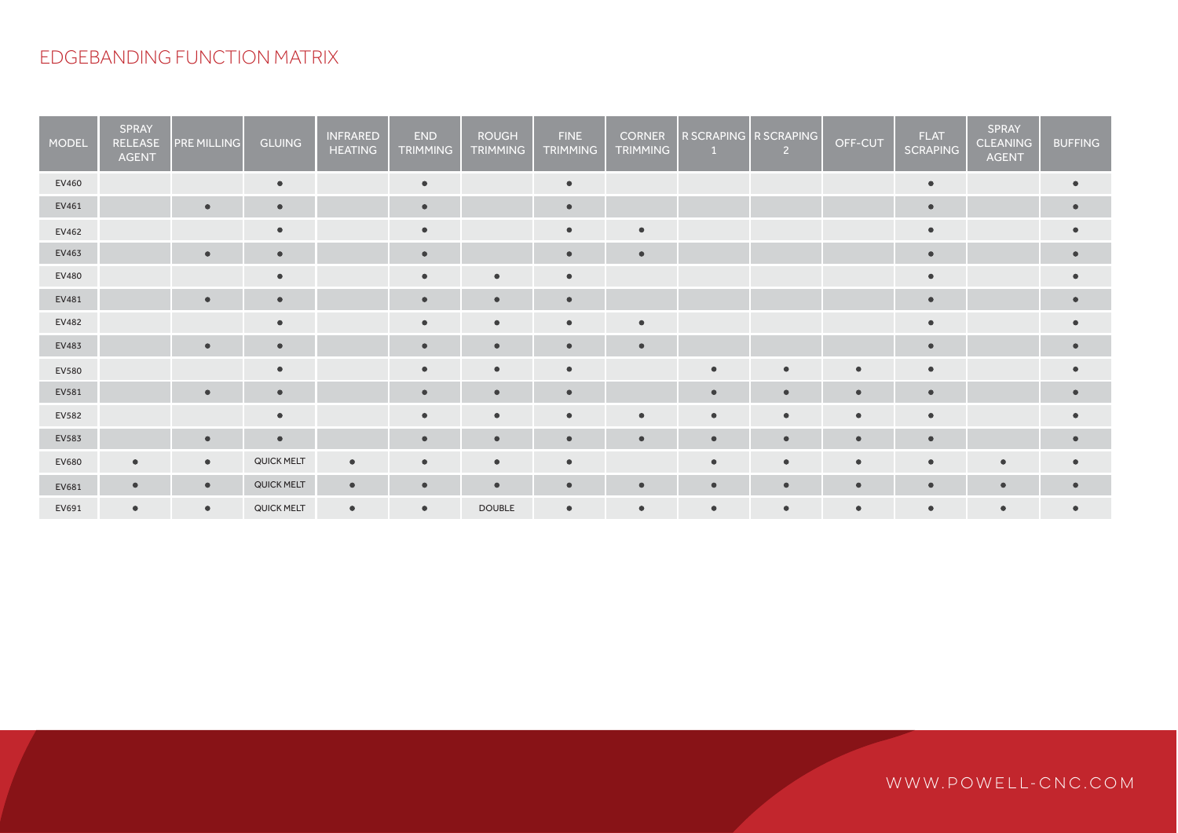# EDGEBANDING FUNCTION MATRIX

| MODEL | SPRAY RELEASE AGENT | PRE MILLING | GLUING | INFRARED HEATING | END TRIMMING | ROUGH TRIMMING | FINE TRIMMING | CORNER TRIMMING | R SCRAPING 1 | R SCRAPING 2 | OFF-CUT | FLAT SCRAPING | SPRAY CLEANING AGENT | BUFFING |
|---|---|---|---|---|---|---|---|---|---|---|---|---|---|---|
| EV460 | | | ● | | ● | | ● | | | | | ● | | ● |
| EV461 | | ● | ● | | ● | | ● | | | | | ● | | ● |
| EV462 | | | ● | | ● | | ● | ● | | | | ● | | ● |
| EV463 | | ● | ● | | ● | | ● | ● | | | | ● | | ● |
| EV480 | | | ● | | ● | ● | ● | | | | | ● | | ● |
| EV481 | | ● | ● | | ● | ● | ● | | | | | ● | | ● |
| EV482 | | | ● | | ● | ● | ● | ● | | | | ● | | ● |
| EV483 | | ● | ● | | ● | ● | ● | ● | | | | ● | | ● |
| EV580 | | | ● | | ● | ● | ● | | ● | ● | ● | ● | | ● |
| EV581 | | ● | ● | | ● | ● | ● | | ● | ● | ● | ● | | ● |
| EV582 | | | ● | | ● | ● | ● | ● | ● | ● | ● | ● | | ● |
| EV583 | | ● | ● | | ● | ● | ● | ● | ● | ● | ● | ● | | ● |
| EV680 | ● | ● | QUICK MELT | ● | ● | ● | ● | | ● | ● | ● | ● | ● | ● |
| EV681 | ● | ● | QUICK MELT | ● | ● | ● | ● | ● | ● | ● | ● | ● | ● | ● |
| EV691 | ● | ● | QUICK MELT | ● | ● | DOUBLE | ● | ● | ● | ● | ● | ● | ● | ● |

WWW.POWELL-CNC.COM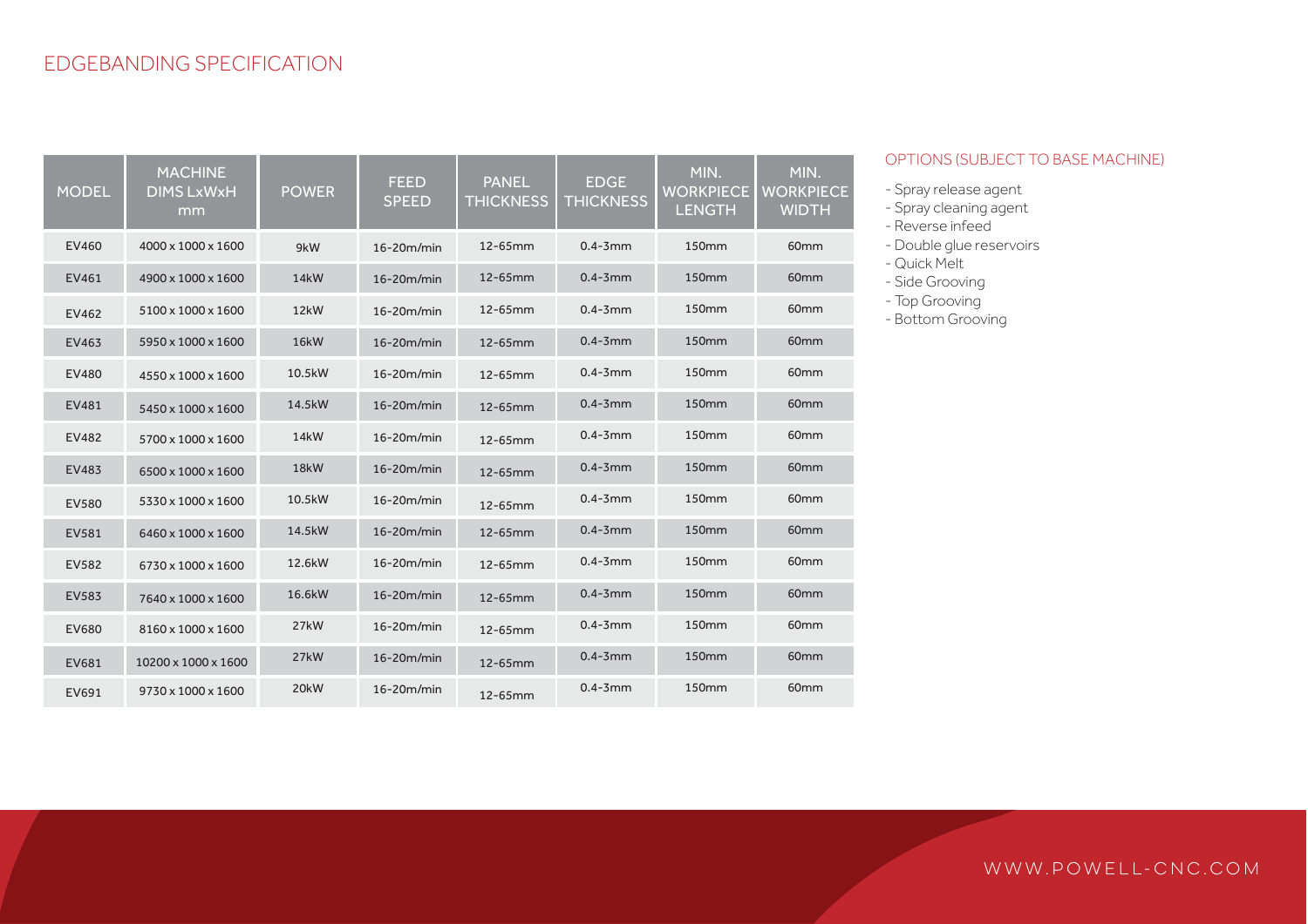## EDGEBANDING SPECIFICATION

| MODEL | MACHINE DIMS LxWxH mm | POWER | FEED SPEED | PANEL THICKNESS | EDGE THICKNESS | MIN. WORKPIECE LENGTH | MIN. WORKPIECE WIDTH |
|---|---|---|---|---|---|---|---|
| EV460 | 4000 x 1000 x 1600 | 9kW | 16-20m/min | 12-65mm | 0.4-3mm | 150mm | 60mm |
| EV461 | 4900 x 1000 x 1600 | 14kW | 16-20m/min | 12-65mm | 0.4-3mm | 150mm | 60mm |
| EV462 | 5100 x 1000 x 1600 | 12kW | 16-20m/min | 12-65mm | 0.4-3mm | 150mm | 60mm |
| EV463 | 5950 x 1000 x 1600 | 16kW | 16-20m/min | 12-65mm | 0.4-3mm | 150mm | 60mm |
| EV480 | 4550 x 1000 x 1600 | 10.5kW | 16-20m/min | 12-65mm | 0.4-3mm | 150mm | 60mm |
| EV481 | 5450 x 1000 x 1600 | 14.5kW | 16-20m/min | 12-65mm | 0.4-3mm | 150mm | 60mm |
| EV482 | 5700 x 1000 x 1600 | 14kW | 16-20m/min | 12-65mm | 0.4-3mm | 150mm | 60mm |
| EV483 | 6500 x 1000 x 1600 | 18kW | 16-20m/min | 12-65mm | 0.4-3mm | 150mm | 60mm |
| EV580 | 5330 x 1000 x 1600 | 10.5kW | 16-20m/min | 12-65mm | 0.4-3mm | 150mm | 60mm |
| EV581 | 6460 x 1000 x 1600 | 14.5kW | 16-20m/min | 12-65mm | 0.4-3mm | 150mm | 60mm |
| EV582 | 6730 x 1000 x 1600 | 12.6kW | 16-20m/min | 12-65mm | 0.4-3mm | 150mm | 60mm |
| EV583 | 7640 x 1000 x 1600 | 16.6kW | 16-20m/min | 12-65mm | 0.4-3mm | 150mm | 60mm |
| EV680 | 8160 x 1000 x 1600 | 27kW | 16-20m/min | 12-65mm | 0.4-3mm | 150mm | 60mm |
| EV681 | 10200 x 1000 x 1600 | 27kW | 16-20m/min | 12-65mm | 0.4-3mm | 150mm | 60mm |
| EV691 | 9730 x 1000 x 1600 | 20kW | 16-20m/min | 12-65mm | 0.4-3mm | 150mm | 60mm |

### OPTIONS (SUBJECT TO BASE MACHINE)

- Spray release agent
- Spray cleaning agent
- Reverse infeed
- Double glue reservoirs
- Quick Melt
- Side Grooving
- Top Grooving
- Bottom Grooving

WWW.POWELL-CNC.COM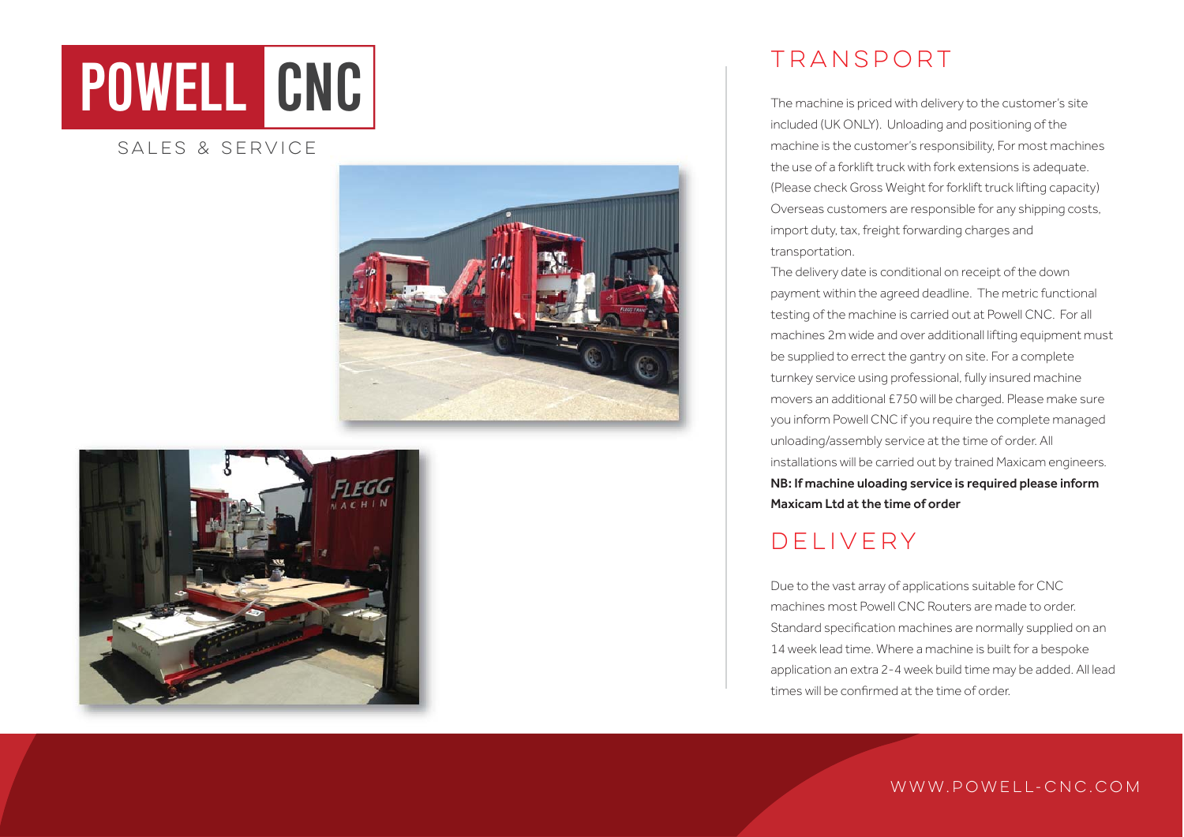# POWELL CNC

SALES & SERVICE

## TRANSPORT

The machine is priced with delivery to the customer's site included (UK ONLY). Unloading and positioning of the machine is the customer's responsibility, For most machines the use of a forklift truck with fork extensions is adequate. (Please check Gross Weight for forklift truck lifting capacity) Overseas customers are responsible for any shipping costs, import duty, tax, freight forwarding charges and transportation.
The delivery date is conditional on receipt of the down payment within the agreed deadline. The metric functional testing of the machine is carried out at Powell CNC. For all machines 2m wide and over additionall lifting equipment must be supplied to errect the gantry on site. For a complete turnkey service using professional, fully insured machine movers an additional £750 will be charged. Please make sure you inform Powell CNC if you require the complete managed unloading/assembly service at the time of order. All installations will be carried out by trained Maxicam engineers.
**NB: If machine uloading service is required please inform Maxicam Ltd at the time of order**

## DELIVERY

Due to the vast array of applications suitable for CNC machines most Powell CNC Routers are made to order. Standard specification machines are normally supplied on an 14 week lead time. Where a machine is built for a bespoke application an extra 2-4 week build time may be added. All lead times will be confirmed at the time of order.

WWW.POWELL-CNC.COM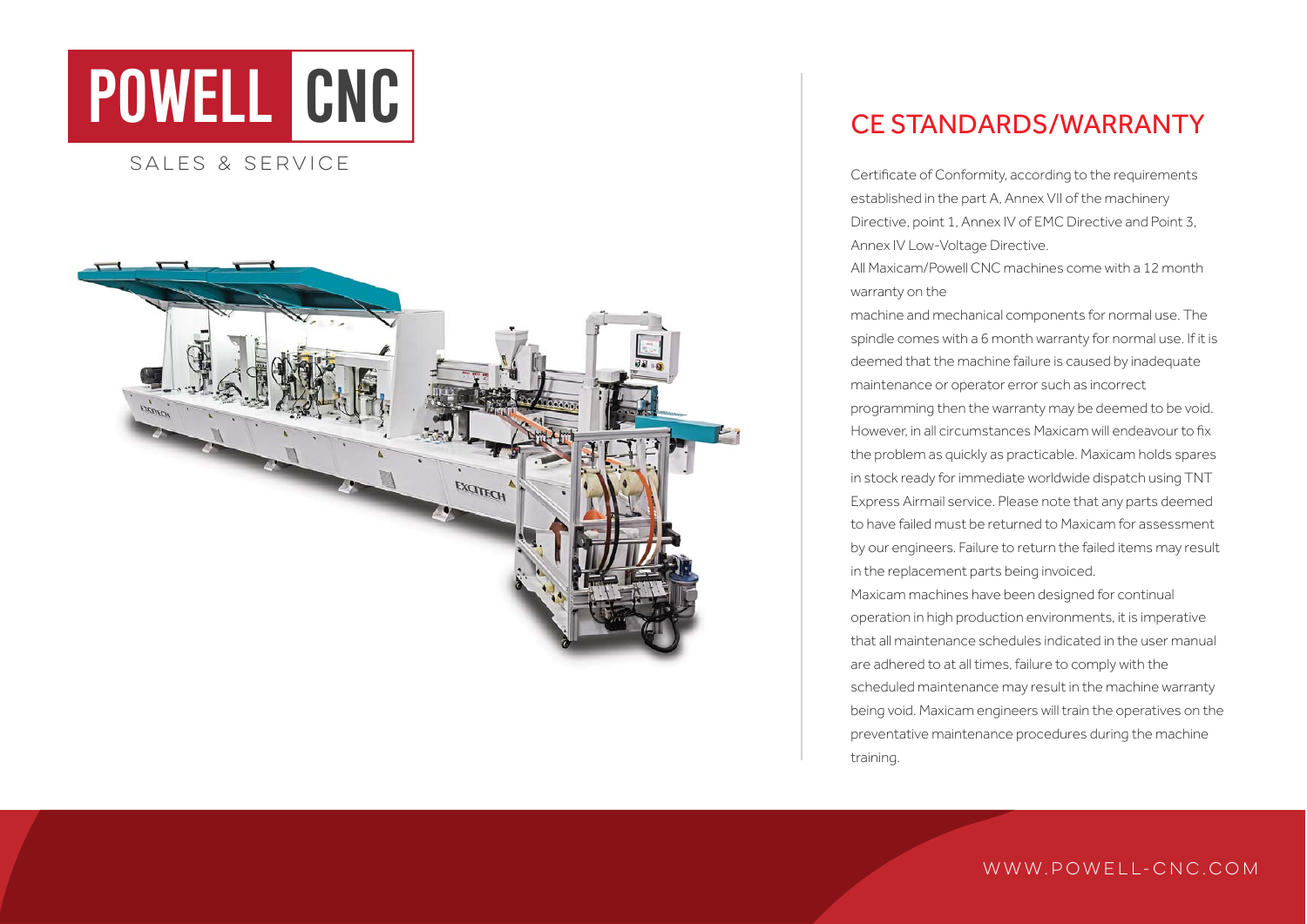# POWELL CNC

SALES & SERVICE

## CE STANDARDS/WARRANTY

Certificate of Conformity, according to the requirements established in the part A, Annex VII of the machinery Directive, point 1, Annex IV of EMC Directive and Point 3, Annex IV Low-Voltage Directive.

All Maxicam/Powell CNC machines come with a 12 month warranty on the

machine and mechanical components for normal use. The spindle comes with a 6 month warranty for normal use. If it is deemed that the machine failure is caused by inadequate maintenance or operator error such as incorrect programming then the warranty may be deemed to be void. However, in all circumstances Maxicam will endeavour to fix the problem as quickly as practicable. Maxicam holds spares in stock ready for immediate worldwide dispatch using TNT Express Airmail service. Please note that any parts deemed to have failed must be returned to Maxicam for assessment by our engineers. Failure to return the failed items may result in the replacement parts being invoiced.

Maxicam machines have been designed for continual operation in high production environments, it is imperative that all maintenance schedules indicated in the user manual are adhered to at all times, failure to comply with the scheduled maintenance may result in the machine warranty being void. Maxicam engineers will train the operatives on the preventative maintenance procedures during the machine training.

WWW.POWELL-CNC.COM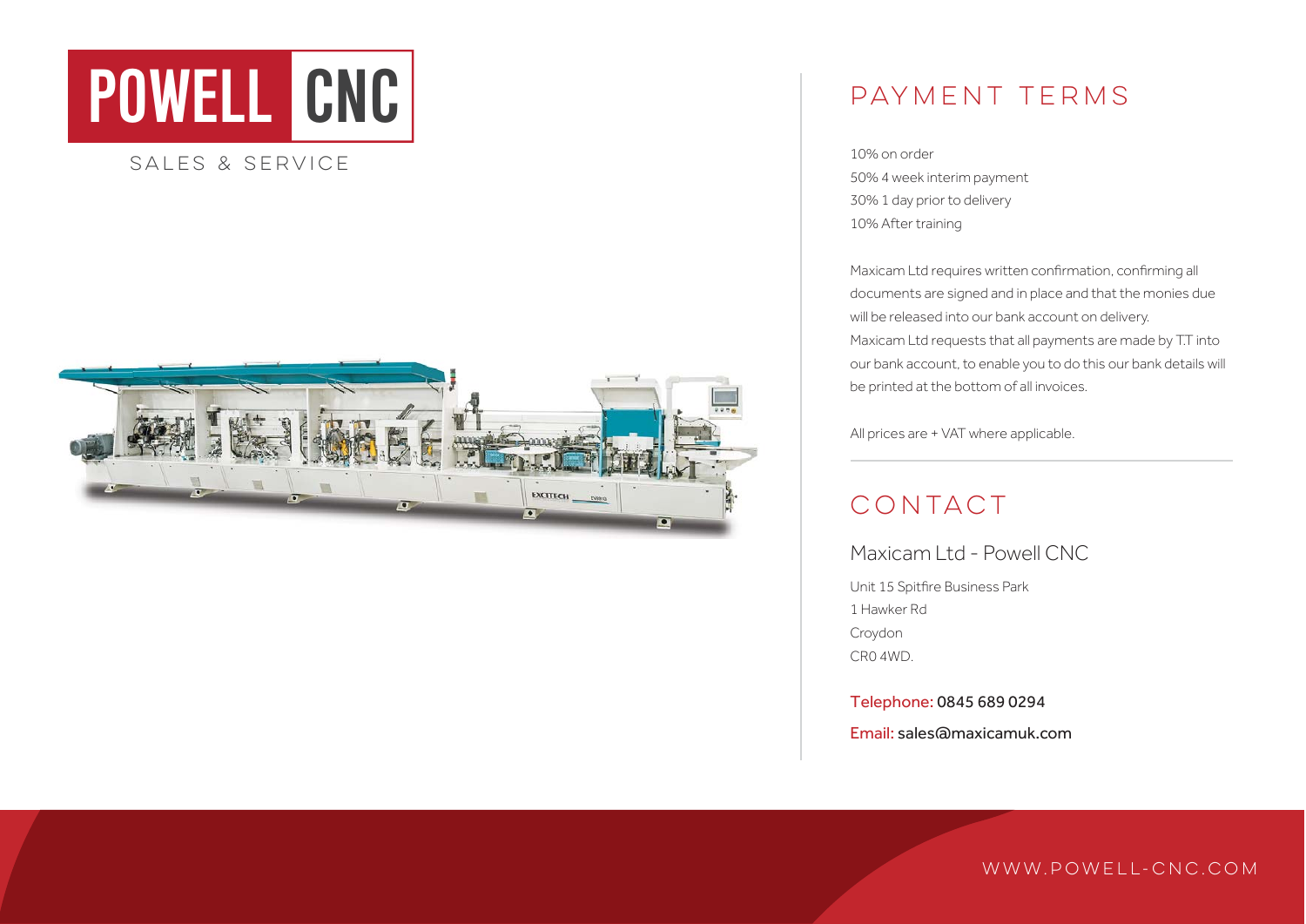# POWELL CNC

SALES & SERVICE

## PAYMENT TERMS

10% on order
50% 4 week interim payment
30% 1 day prior to delivery
10% After training

Maxicam Ltd requires written confirmation, confirming all documents are signed and in place and that the monies due will be released into our bank account on delivery.
Maxicam Ltd requests that all payments are made by T.T into our bank account, to enable you to do this our bank details will be printed at the bottom of all invoices.

All prices are + VAT where applicable.

## CONTACT

### Maxicam Ltd - Powell CNC

Unit 15 Spitfire Business Park
1 Hawker Rd
Croydon
CR0 4WD.

Telephone: 0845 689 0294

Email: sales@maxicamuk.com

WWW.POWELL-CNC.COM